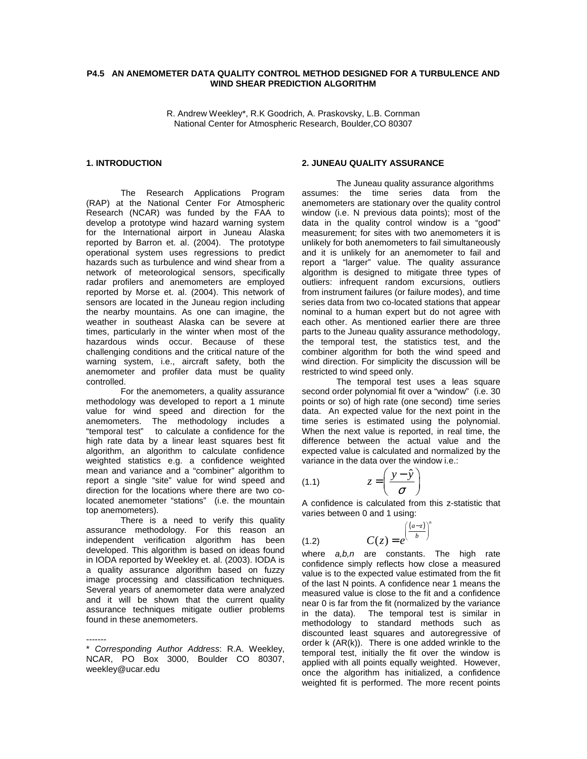# P4.5 AN ANEMOMETER DATA QUALITY CONTROL METHOD DESIGNED FOR A TURBULENCE AND WIND SHEAR PREDICTION ALGORITHM

R. Andrew Weekley*, R.K Goodrich, A. Praskovsky, L.B. Cornman
National Center for Atmospheric Research, Boulder,CO 80307

## 1. INTRODUCTION

The Research Applications Program (RAP) at the National Center For Atmospheric Research (NCAR) was funded by the FAA to develop a prototype wind hazard warning system for the International airport in Juneau Alaska reported by Barron et. al. (2004). The prototype operational system uses regressions to predict hazards such as turbulence and wind shear from a network of meteorological sensors, specifically radar profilers and anemometers are employed reported by Morse et. al. (2004). This network of sensors are located in the Juneau region including the nearby mountains. As one can imagine, the weather in southeast Alaska can be severe at times, particularly in the winter when most of the hazardous winds occur. Because of these challenging conditions and the critical nature of the warning system, i.e., aircraft safety, both the anemometer and profiler data must be quality controlled.

For the anemometers, a quality assurance methodology was developed to report a 1 minute value for wind speed and direction for the anemometers. The methodology includes a "temporal test" to calculate a confidence for the high rate data by a linear least squares best fit algorithm, an algorithm to calculate confidence weighted statistics e.g. a confidence weighted mean and variance and a "combiner" algorithm to report a single "site" value for wind speed and direction for the locations where there are two co-located anemometer "stations" (i.e. the mountain top anemometers).

There is a need to verify this quality assurance methodology. For this reason an independent verification algorithm has been developed. This algorithm is based on ideas found in IODA reported by Weekley et. al. (2003). IODA is a quality assurance algorithm based on fuzzy image processing and classification techniques. Several years of anemometer data were analyzed and it will be shown that the current quality assurance techniques mitigate outlier problems found in these anemometers.

-------

* *Corresponding Author Address*: R.A. Weekley, NCAR, PO Box 3000, Boulder CO 80307, weekley@ucar.edu

## 2. JUNEAU QUALITY ASSURANCE

The Juneau quality assurance algorithms assumes: the time series data from the anemometers are stationary over the quality control window (i.e. N previous data points); most of the data in the quality control window is a "good" measurement; for sites with two anemometers it is unlikely for both anemometers to fail simultaneously and it is unlikely for an anemometer to fail and report a "larger" value. The quality assurance algorithm is designed to mitigate three types of outliers: infrequent random excursions, outliers from instrument failures (or failure modes), and time series data from two co-located stations that appear nominal to a human expert but do not agree with each other. As mentioned earlier there are three parts to the Juneau quality assurance methodology, the temporal test, the statistics test, and the combiner algorithm for both the wind speed and wind direction. For simplicity the discussion will be restricted to wind speed only.

The temporal test uses a leas square second order polynomial fit over a "window" (i.e. 30 points or so) of high rate (one second) time series data. An expected value for the next point in the time series is estimated using the polynomial. When the next value is reported, in real time, the difference between the actual value and the expected value is calculated and normalized by the variance in the data over the window i.e.:

$$z = \left( \frac{y - \hat{y}}{\sigma} \right) \tag{1.1}$$

A confidence is calculated from this z-statistic that varies between 0 and 1 using:

$$C(z) = e^{\left( \frac{(a-z)}{b} \right)^{n}} \tag{1.2}$$

where *a,b,n* are constants. The high rate confidence simply reflects how close a measured value is to the expected value estimated from the fit of the last N points. A confidence near 1 means the measured value is close to the fit and a confidence near 0 is far from the fit (normalized by the variance in the data). The temporal test is similar in methodology to standard methods such as discounted least squares and autoregressive of order k (AR(k)). There is one added wrinkle to the temporal test, initially the fit over the window is applied with all points equally weighted. However, once the algorithm has initialized, a confidence weighted fit is performed. The more recent points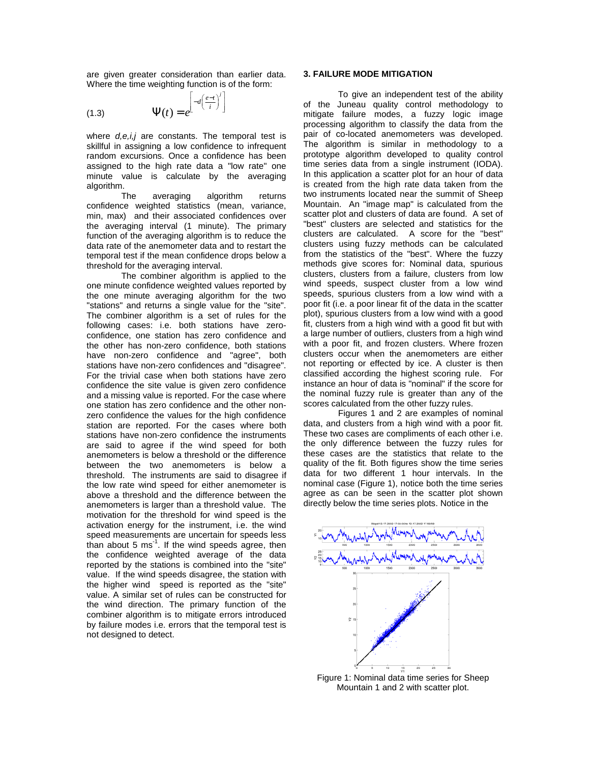are given greater consideration than earlier data. Where the time weighting function is of the form:

$$\Psi(t) = e^{\left[-d\left(\frac{e-t}{i}\right)^{j}\right]} \tag{1.3}$$

where *d,e,i,j* are constants. The temporal test is skillful in assigning a low confidence to infrequent random excursions. Once a confidence has been assigned to the high rate data a "low rate" one minute value is calculate by the averaging algorithm.

The averaging algorithm returns confidence weighted statistics (mean, variance, min, max) and their associated confidences over the averaging interval (1 minute). The primary function of the averaging algorithm is to reduce the data rate of the anemometer data and to restart the temporal test if the mean confidence drops below a threshold for the averaging interval.

The combiner algorithm is applied to the one minute confidence weighted values reported by the one minute averaging algorithm for the two "stations" and returns a single value for the "site". The combiner algorithm is a set of rules for the following cases: i.e. both stations have zero-confidence, one station has zero confidence and the other has non-zero confidence, both stations have non-zero confidence and "agree", both stations have non-zero confidences and "disagree". For the trivial case when both stations have zero confidence the site value is given zero confidence and a missing value is reported. For the case where one station has zero confidence and the other non-zero confidence the values for the high confidence station are reported. For the cases where both stations have non-zero confidence the instruments are said to agree if the wind speed for both anemometers is below a threshold or the difference between the two anemometers is below a threshold. The instruments are said to disagree if the low rate wind speed for either anemometer is above a threshold and the difference between the anemometers is larger than a threshold value. The motivation for the threshold for wind speed is the activation energy for the instrument, i.e. the wind speed measurements are uncertain for speeds less than about 5 $ms^{-1}$. If the wind speeds agree, then the confidence weighted average of the data reported by the stations is combined into the "site" value. If the wind speeds disagree, the station with the higher wind speed is reported as the "site" value. A similar set of rules can be constructed for the wind direction. The primary function of the combiner algorithm is to mitigate errors introduced by failure modes i.e. errors that the temporal test is not designed to detect.

### 3. FAILURE MODE MITIGATION

To give an independent test of the ability of the Juneau quality control methodology to mitigate failure modes, a fuzzy logic image processing algorithm to classify the data from the pair of co-located anemometers was developed. The algorithm is similar in methodology to a prototype algorithm developed to quality control time series data from a single instrument (IODA). In this application a scatter plot for an hour of data is created from the high rate data taken from the two instruments located near the summit of Sheep Mountain. An "image map" is calculated from the scatter plot and clusters of data are found. A set of "best" clusters are selected and statistics for the clusters are calculated. A score for the "best" clusters using fuzzy methods can be calculated from the statistics of the "best". Where the fuzzy methods give scores for: Nominal data, spurious clusters, clusters from a failure, clusters from low wind speeds, suspect cluster from a low wind speeds, spurious clusters from a low wind with a poor fit (i.e. a poor linear fit of the data in the scatter plot), spurious clusters from a low wind with a good fit, clusters from a high wind with a good fit but with a large number of outliers, clusters from a high wind with a poor fit, and frozen clusters. Where frozen clusters occur when the anemometers are either not reporting or effected by ice. A cluster is then classified according the highest scoring rule. For instance an hour of data is "nominal" if the score for the nominal fuzzy rule is greater than any of the scores calculated from the other fuzzy rules.

Figures 1 and 2 are examples of nominal data, and clusters from a high wind with a poor fit. These two cases are compliments of each other i.e. the only difference between the fuzzy rules for these cases are the statistics that relate to the quality of the fit. Both figures show the time series data for two different 1 hour intervals. In the nominal case (Figure 1), notice both the time series agree as can be seen in the scatter plot shown directly below the time series plots. Notice in the

Figure 1: Nominal data time series for Sheep Mountain 1 and 2 with scatter plot.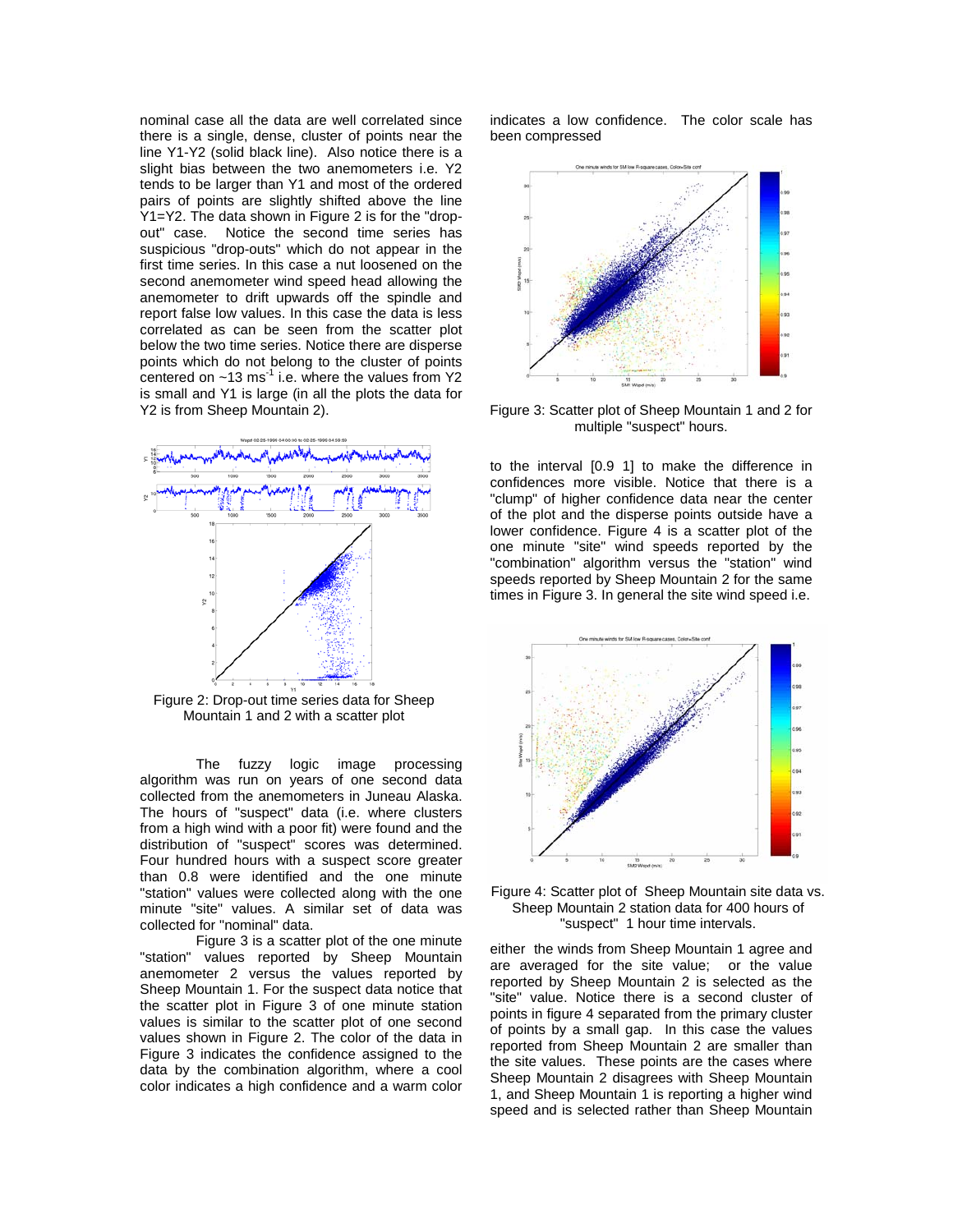nominal case all the data are well correlated since there is a single, dense, cluster of points near the line Y1-Y2 (solid black line). Also notice there is a slight bias between the two anemometers i.e. Y2 tends to be larger than Y1 and most of the ordered pairs of points are slightly shifted above the line Y1=Y2. The data shown in Figure 2 is for the "drop-out" case. Notice the second time series has suspicious "drop-outs" which do not appear in the first time series. In this case a nut loosened on the second anemometer wind speed head allowing the anemometer to drift upwards off the spindle and report false low values. In this case the data is less correlated as can be seen from the scatter plot below the two time series. Notice there are disperse points which do not belong to the cluster of points centered on ~13 $ms^{-1}$ i.e. where the values from Y2 is small and Y1 is large (in all the plots the data for Y2 is from Sheep Mountain 2).

Figure 2: Drop-out time series data for Sheep Mountain 1 and 2 with a scatter plot

The fuzzy logic image processing algorithm was run on years of one second data collected from the anemometers in Juneau Alaska. The hours of "suspect" data (i.e. where clusters from a high wind with a poor fit) were found and the distribution of "suspect" scores was determined. Four hundred hours with a suspect score greater than 0.8 were identified and the one minute "station" values were collected along with the one minute "site" values. A similar set of data was collected for "nominal" data.

Figure 3 is a scatter plot of the one minute "station" values reported by Sheep Mountain anemometer 2 versus the values reported by Sheep Mountain 1. For the suspect data notice that the scatter plot in Figure 3 of one minute station values is similar to the scatter plot of one second values shown in Figure 2. The color of the data in Figure 3 indicates the confidence assigned to the data by the combination algorithm, where a cool color indicates a high confidence and a warm color indicates a low confidence. The color scale has been compressed

Figure 3: Scatter plot of Sheep Mountain 1 and 2 for multiple "suspect" hours.

to the interval [0.9 1] to make the difference in confidences more visible. Notice that there is a "clump" of higher confidence data near the center of the plot and the disperse points outside have a lower confidence. Figure 4 is a scatter plot of the one minute "site" wind speeds reported by the "combination" algorithm versus the "station" wind speeds reported by Sheep Mountain 2 for the same times in Figure 3. In general the site wind speed i.e.

Figure 4: Scatter plot of Sheep Mountain site data vs. Sheep Mountain 2 station data for 400 hours of "suspect" 1 hour time intervals.

either the winds from Sheep Mountain 1 agree and are averaged for the site value; or the value reported by Sheep Mountain 2 is selected as the "site" value. Notice there is a second cluster of points in figure 4 separated from the primary cluster of points by a small gap. In this case the values reported from Sheep Mountain 2 are smaller than the site values. These points are the cases where Sheep Mountain 2 disagrees with Sheep Mountain 1, and Sheep Mountain 1 is reporting a higher wind speed and is selected rather than Sheep Mountain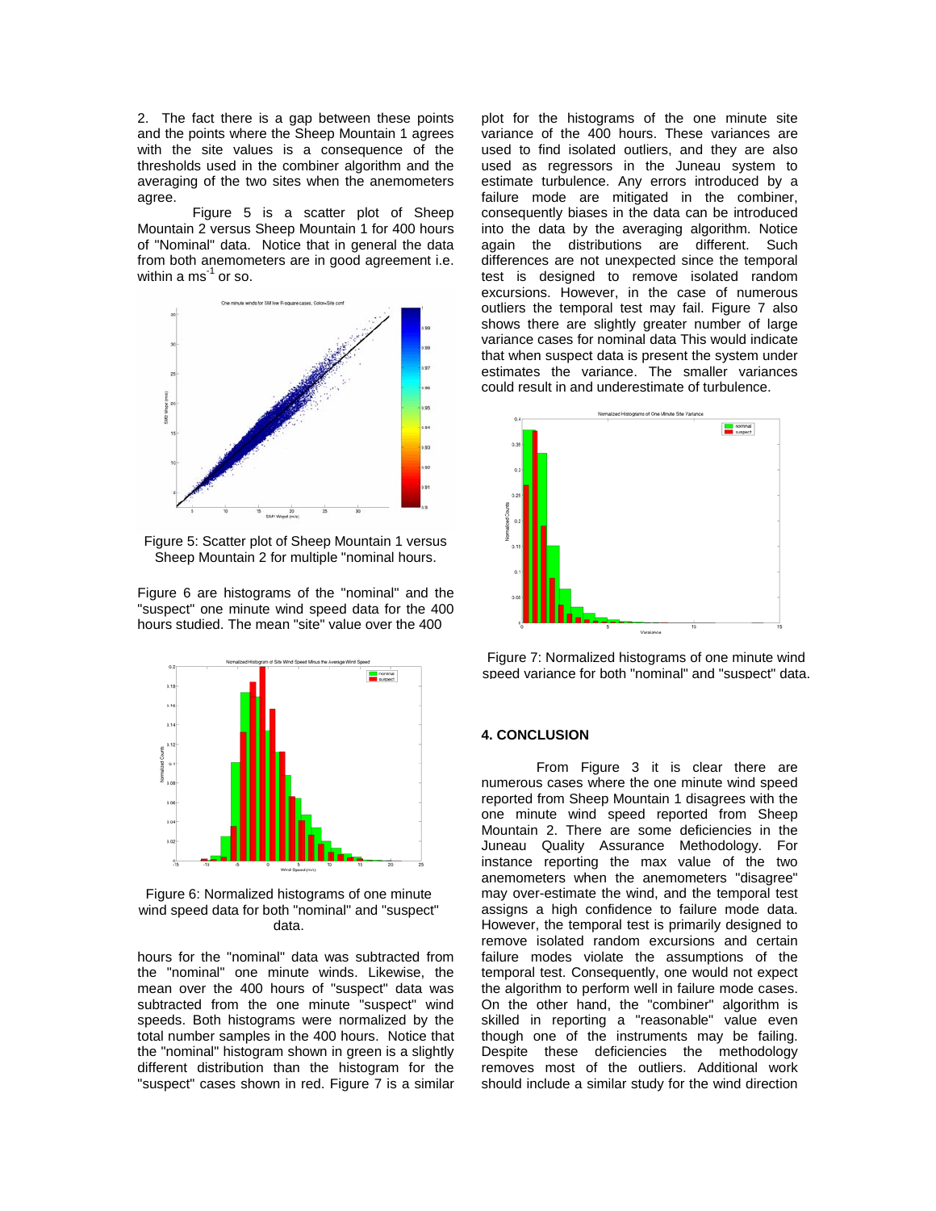2. The fact there is a gap between these points and the points where the Sheep Mountain 1 agrees with the site values is a consequence of the thresholds used in the combiner algorithm and the averaging of the two sites when the anemometers agree.

Figure 5 is a scatter plot of Sheep Mountain 2 versus Sheep Mountain 1 for 400 hours of "Nominal" data. Notice that in general the data from both anemometers are in good agreement i.e. within a $ms^{-1}$ or so.

Figure 5: Scatter plot of Sheep Mountain 1 versus Sheep Mountain 2 for multiple "nominal hours.

Figure 6 are histograms of the "nominal" and the "suspect" one minute wind speed data for the 400 hours studied. The mean "site" value over the 400 hours for the "nominal" data was subtracted from the "nominal" one minute winds. Likewise, the mean over the 400 hours of "suspect" data was subtracted from the one minute "suspect" wind speeds. Both histograms were normalized by the total number samples in the 400 hours. Notice that the "nominal" histogram shown in green is a slightly different distribution than the histogram for the "suspect" cases shown in red. Figure 7 is a similar plot for the histograms of the one minute site variance of the 400 hours. These variances are used to find isolated outliers, and they are also used as regressors in the Juneau system to estimate turbulence. Any errors introduced by a failure mode are mitigated in the combiner, consequently biases in the data can be introduced into the data by the averaging algorithm. Notice again the distributions are different. Such differences are not unexpected since the temporal test is designed to remove isolated random excursions. However, in the case of numerous outliers the temporal test may fail. Figure 7 also shows there are slightly greater number of large variance cases for nominal data This would indicate that when suspect data is present the system under estimates the variance. The smaller variances could result in and underestimate of turbulence.

Figure 6: Normalized histograms of one minute wind speed data for both "nominal" and "suspect" data.

Figure 7: Normalized histograms of one minute wind speed variance for both "nominal" and "suspect" data.

## 4. CONCLUSION

From Figure 3 it is clear there are numerous cases where the one minute wind speed reported from Sheep Mountain 1 disagrees with the one minute wind speed reported from Sheep Mountain 2. There are some deficiencies in the Juneau Quality Assurance Methodology. For instance reporting the max value of the two anemometers when the anemometers "disagree" may over-estimate the wind, and the temporal test assigns a high confidence to failure mode data. However, the temporal test is primarily designed to remove isolated random excursions and certain failure modes violate the assumptions of the temporal test. Consequently, one would not expect the algorithm to perform well in failure mode cases. On the other hand, the "combiner" algorithm is skilled in reporting a "reasonable" value even though one of the instruments may be failing. Despite these deficiencies the methodology removes most of the outliers. Additional work should include a similar study for the wind direction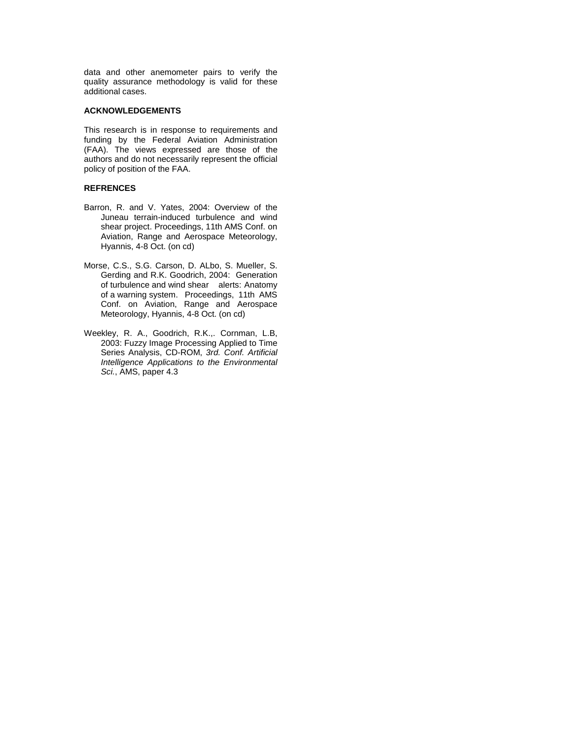data and other anemometer pairs to verify the quality assurance methodology is valid for these additional cases.

### ACKNOWLEDGEMENTS

This research is in response to requirements and funding by the Federal Aviation Administration (FAA). The views expressed are those of the authors and do not necessarily represent the official policy of position of the FAA.

### REFRENCES

Barron, R. and V. Yates, 2004: Overview of the Juneau terrain-induced turbulence and wind shear project. Proceedings, 11th AMS Conf. on Aviation, Range and Aerospace Meteorology, Hyannis, 4-8 Oct. (on cd)

Morse, C.S., S.G. Carson, D. ALbo, S. Mueller, S. Gerding and R.K. Goodrich, 2004: Generation of turbulence and wind shear alerts: Anatomy of a warning system. Proceedings, 11th AMS Conf. on Aviation, Range and Aerospace Meteorology, Hyannis, 4-8 Oct. (on cd)

Weekley, R. A., Goodrich, R.K.,. Cornman, L.B, 2003: Fuzzy Image Processing Applied to Time Series Analysis, CD-ROM, *3rd. Conf. Artificial Intelligence Applications to the Environmental Sci.*, AMS, paper 4.3